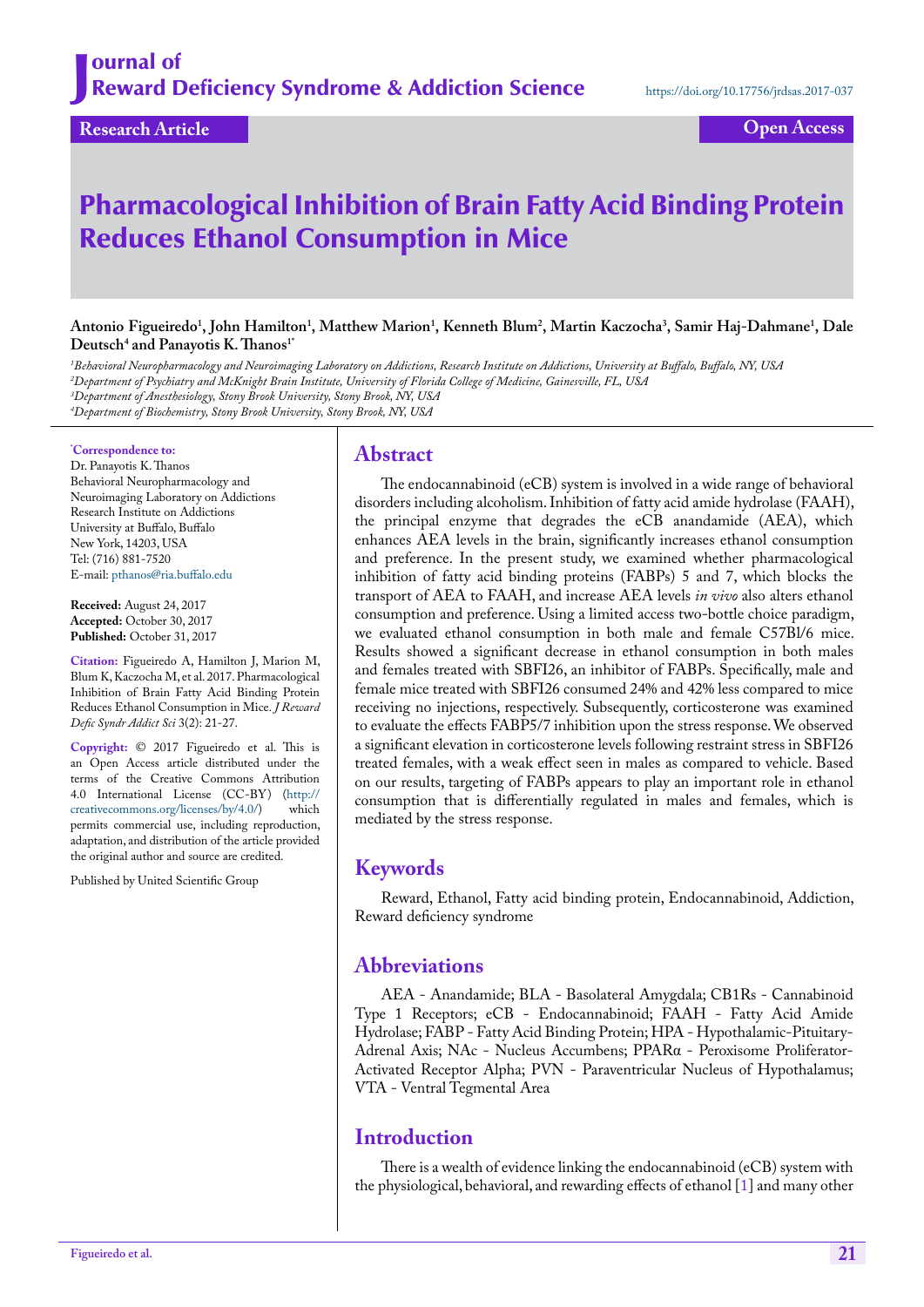# Journal of Reward Deficiency Syndrome & Addiction Science

https://doi.org/10.17756/jrdsas.2017-037

**Research Article** **Open Access**

# Pharmacological Inhibition of Brain Fatty Acid Binding Protein Reduces Ethanol Consumption in Mice

**Antonio Figueiredo[1], John Hamilton[1], Matthew Marion[1], Kenneth Blum[2], Martin Kaczocha[3], Samir Haj-Dahmane[1], Dale Deutsch[4] and Panayotis K. Thanos[1*]**

[1]*Behavioral Neuropharmacology and Neuroimaging Laboratory on Addictions, Research Institute on Addictions, University at Buffalo, Buffalo, NY, USA*
[2]*Department of Psychiatry and McKnight Brain Institute, University of Florida College of Medicine, Gainesville, FL, USA*
[3]*Department of Anesthesiology, Stony Brook University, Stony Brook, NY, USA*
[4]*Department of Biochemistry, Stony Brook University, Stony Brook, NY, USA*

**\*Correspondence to:**
Dr. Panayotis K. Thanos
Behavioral Neuropharmacology and Neuroimaging Laboratory on Addictions
Research Institute on Addictions
University at Buffalo, Buffalo
New York, 14203, USA
Tel: (716) 881-7520
E-mail: pthanos@ria.buffalo.edu

**Received:** August 24, 2017
**Accepted:** October 30, 2017
**Published:** October 31, 2017

**Citation:** Figueiredo A, Hamilton J, Marion M, Blum K, Kaczocha M, et al. 2017. Pharmacological Inhibition of Brain Fatty Acid Binding Protein Reduces Ethanol Consumption in Mice. *J Reward Defic Syndr Addict Sci* 3(2): 21-27.

**Copyright:** © 2017 Figueiredo et al. This is an Open Access article distributed under the terms of the Creative Commons Attribution 4.0 International License (CC-BY) (http://creativecommons.org/licenses/by/4.0/) which permits commercial use, including reproduction, adaptation, and distribution of the article provided the original author and source are credited.

Published by United Scientific Group

## Abstract

The endocannabinoid (eCB) system is involved in a wide range of behavioral disorders including alcoholism. Inhibition of fatty acid amide hydrolase (FAAH), the principal enzyme that degrades the eCB anandamide (AEA), which enhances AEA levels in the brain, significantly increases ethanol consumption and preference. In the present study, we examined whether pharmacological inhibition of fatty acid binding proteins (FABPs) 5 and 7, which blocks the transport of AEA to FAAH, and increase AEA levels *in vivo* also alters ethanol consumption and preference. Using a limited access two-bottle choice paradigm, we evaluated ethanol consumption in both male and female C57Bl/6 mice. Results showed a significant decrease in ethanol consumption in both males and females treated with SBFI26, an inhibitor of FABPs. Specifically, male and female mice treated with SBFI26 consumed 24% and 42% less compared to mice receiving no injections, respectively. Subsequently, corticosterone was examined to evaluate the effects FABP5/7 inhibition upon the stress response. We observed a significant elevation in corticosterone levels following restraint stress in SBFI26 treated females, with a weak effect seen in males as compared to vehicle. Based on our results, targeting of FABPs appears to play an important role in ethanol consumption that is differentially regulated in males and females, which is mediated by the stress response.

## Keywords

Reward, Ethanol, Fatty acid binding protein, Endocannabinoid, Addiction, Reward deficiency syndrome

## Abbreviations

AEA - Anandamide; BLA - Basolateral Amygdala; CB1Rs - Cannabinoid Type 1 Receptors; eCB - Endocannabinoid; FAAH - Fatty Acid Amide Hydrolase; FABP - Fatty Acid Binding Protein; HPA - Hypothalamic-Pituitary-Adrenal Axis; NAc - Nucleus Accumbens; PPARα - Peroxisome Proliferator-Activated Receptor Alpha; PVN - Paraventricular Nucleus of Hypothalamus; VTA - Ventral Tegmental Area

## Introduction

There is a wealth of evidence linking the endocannabinoid (eCB) system with the physiological, behavioral, and rewarding effects of ethanol [1] and many other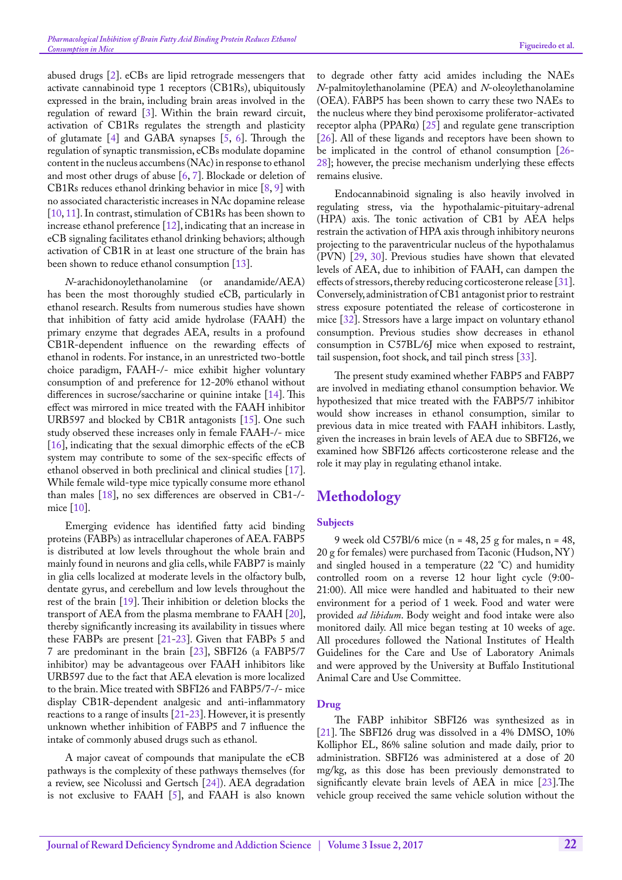abused drugs [2]. eCBs are lipid retrograde messengers that activate cannabinoid type 1 receptors (CB1Rs), ubiquitously expressed in the brain, including brain areas involved in the regulation of reward [3]. Within the brain reward circuit, activation of CB1Rs regulates the strength and plasticity of glutamate [4] and GABA synapses [5, 6]. Through the regulation of synaptic transmission, eCBs modulate dopamine content in the nucleus accumbens (NAc) in response to ethanol and most other drugs of abuse [6, 7]. Blockade or deletion of CB1Rs reduces ethanol drinking behavior in mice [8, 9] with no associated characteristic increases in NAc dopamine release [10, 11]. In contrast, stimulation of CB1Rs has been shown to increase ethanol preference [12], indicating that an increase in eCB signaling facilitates ethanol drinking behaviors; although activation of CB1R in at least one structure of the brain has been shown to reduce ethanol consumption [13].

*N*-arachidonoylethanolamine (or anandamide/AEA) has been the most thoroughly studied eCB, particularly in ethanol research. Results from numerous studies have shown that inhibition of fatty acid amide hydrolase (FAAH) the primary enzyme that degrades AEA, results in a profound CB1R-dependent influence on the rewarding effects of ethanol in rodents. For instance, in an unrestricted two-bottle choice paradigm, FAAH-/- mice exhibit higher voluntary consumption of and preference for 12-20% ethanol without differences in sucrose/saccharine or quinine intake [14]. This effect was mirrored in mice treated with the FAAH inhibitor URB597 and blocked by CB1R antagonists [15]. One such study observed these increases only in female FAAH-/- mice [16], indicating that the sexual dimorphic effects of the eCB system may contribute to some of the sex-specific effects of ethanol observed in both preclinical and clinical studies [17]. While female wild-type mice typically consume more ethanol than males [18], no sex differences are observed in CB1-/- mice [10].

Emerging evidence has identified fatty acid binding proteins (FABPs) as intracellular chaperones of AEA. FABP5 is distributed at low levels throughout the whole brain and mainly found in neurons and glia cells, while FABP7 is mainly in glia cells localized at moderate levels in the olfactory bulb, dentate gyrus, and cerebellum and low levels throughout the rest of the brain [19]. Their inhibition or deletion blocks the transport of AEA from the plasma membrane to FAAH [20], thereby significantly increasing its availability in tissues where these FABPs are present [21-23]. Given that FABPs 5 and 7 are predominant in the brain [23], SBFI26 (a FABP5/7 inhibitor) may be advantageous over FAAH inhibitors like URB597 due to the fact that AEA elevation is more localized to the brain. Mice treated with SBFI26 and FABP5/7-/- mice display CB1R-dependent analgesic and anti-inflammatory reactions to a range of insults [21-23]. However, it is presently unknown whether inhibition of FABP5 and 7 influence the intake of commonly abused drugs such as ethanol.

A major caveat of compounds that manipulate the eCB pathways is the complexity of these pathways themselves (for a review, see Nicolussi and Gertsch [24]). AEA degradation is not exclusive to FAAH [5], and FAAH is also known to degrade other fatty acid amides including the NAEs *N*-palmitoylethanolamine (PEA) and *N*-oleoylethanolamine (OEA). FABP5 has been shown to carry these two NAEs to the nucleus where they bind peroxisome proliferator-activated receptor alpha (PPARα) [25] and regulate gene transcription [26]. All of these ligands and receptors have been shown to be implicated in the control of ethanol consumption [26-28]; however, the precise mechanism underlying these effects remains elusive.

Endocannabinoid signaling is also heavily involved in regulating stress, via the hypothalamic-pituitary-adrenal (HPA) axis. The tonic activation of CB1 by AEA helps restrain the activation of HPA axis through inhibitory neurons projecting to the paraventricular nucleus of the hypothalamus (PVN) [29, 30]. Previous studies have shown that elevated levels of AEA, due to inhibition of FAAH, can dampen the effects of stressors, thereby reducing corticosterone release [31]. Conversely, administration of CB1 antagonist prior to restraint stress exposure potentiated the release of corticosterone in mice [32]. Stressors have a large impact on voluntary ethanol consumption. Previous studies show decreases in ethanol consumption in C57BL/6J mice when exposed to restraint, tail suspension, foot shock, and tail pinch stress [33].

The present study examined whether FABP5 and FABP7 are involved in mediating ethanol consumption behavior. We hypothesized that mice treated with the FABP5/7 inhibitor would show increases in ethanol consumption, similar to previous data in mice treated with FAAH inhibitors. Lastly, given the increases in brain levels of AEA due to SBFI26, we examined how SBFI26 affects corticosterone release and the role it may play in regulating ethanol intake.

## Methodology

### Subjects

9 week old C57Bl/6 mice (n = 48, 25 g for males, n = 48, 20 g for females) were purchased from Taconic (Hudson, NY) and singled housed in a temperature (22 ˚C) and humidity controlled room on a reverse 12 hour light cycle (9:00-21:00). All mice were handled and habituated to their new environment for a period of 1 week. Food and water were provided *ad libidum*. Body weight and food intake were also monitored daily. All mice began testing at 10 weeks of age. All procedures followed the National Institutes of Health Guidelines for the Care and Use of Laboratory Animals and were approved by the University at Buffalo Institutional Animal Care and Use Committee.

### Drug

The FABP inhibitor SBFI26 was synthesized as in [21]. The SBFI26 drug was dissolved in a 4% DMSO, 10% Kolliphor EL, 86% saline solution and made daily, prior to administration. SBFI26 was administered at a dose of 20 mg/kg, as this dose has been previously demonstrated to significantly elevate brain levels of AEA in mice [23].The vehicle group received the same vehicle solution without the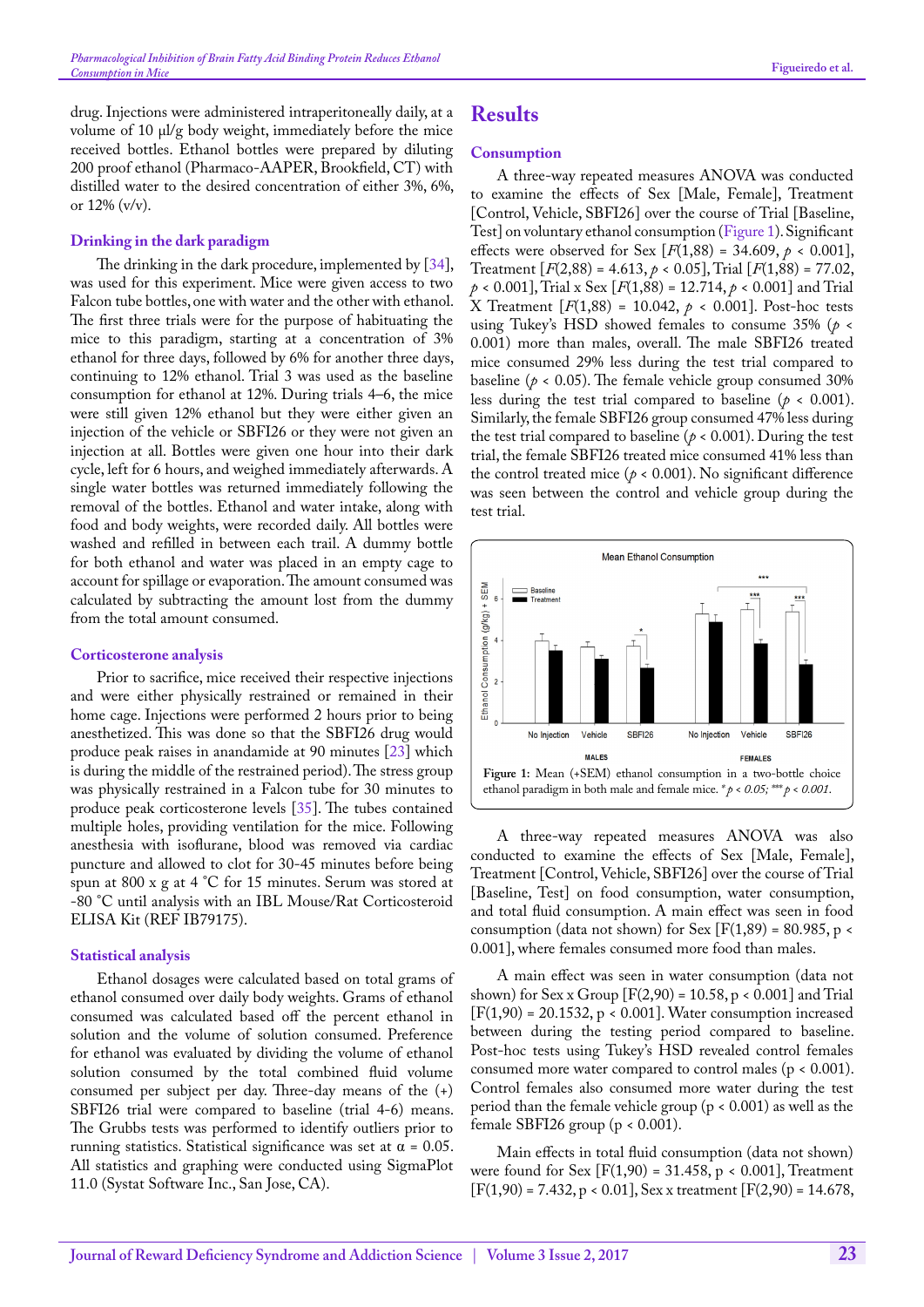drug. Injections were administered intraperitoneally daily, at a volume of 10 μl/g body weight, immediately before the mice received bottles. Ethanol bottles were prepared by diluting 200 proof ethanol (Pharmaco-AAPER, Brookfield, CT) with distilled water to the desired concentration of either 3%, 6%, or 12% (v/v).

### Drinking in the dark paradigm

The drinking in the dark procedure, implemented by [34], was used for this experiment. Mice were given access to two Falcon tube bottles, one with water and the other with ethanol. The first three trials were for the purpose of habituating the mice to this paradigm, starting at a concentration of 3% ethanol for three days, followed by 6% for another three days, continuing to 12% ethanol. Trial 3 was used as the baseline consumption for ethanol at 12%. During trials 4–6, the mice were still given 12% ethanol but they were either given an injection of the vehicle or SBFI26 or they were not given an injection at all. Bottles were given one hour into their dark cycle, left for 6 hours, and weighed immediately afterwards. A single water bottles was returned immediately following the removal of the bottles. Ethanol and water intake, along with food and body weights, were recorded daily. All bottles were washed and refilled in between each trail. A dummy bottle for both ethanol and water was placed in an empty cage to account for spillage or evaporation. The amount consumed was calculated by subtracting the amount lost from the dummy from the total amount consumed.

### Corticosterone analysis

Prior to sacrifice, mice received their respective injections and were either physically restrained or remained in their home cage. Injections were performed 2 hours prior to being anesthetized. This was done so that the SBFI26 drug would produce peak raises in anandamide at 90 minutes [23] which is during the middle of the restrained period). The stress group was physically restrained in a Falcon tube for 30 minutes to produce peak corticosterone levels [35]. The tubes contained multiple holes, providing ventilation for the mice. Following anesthesia with isoflurane, blood was removed via cardiac puncture and allowed to clot for 30-45 minutes before being spun at 800 x g at 4 °C for 15 minutes. Serum was stored at -80 °C until analysis with an IBL Mouse/Rat Corticosteroid ELISA Kit (REF IB79175).

### Statistical analysis

Ethanol dosages were calculated based on total grams of ethanol consumed over daily body weights. Grams of ethanol consumed was calculated based off the percent ethanol in solution and the volume of solution consumed. Preference for ethanol was evaluated by dividing the volume of ethanol solution consumed by the total combined fluid volume consumed per subject per day. Three-day means of the (+) SBFI26 trial were compared to baseline (trial 4-6) means. The Grubbs tests was performed to identify outliers prior to running statistics. Statistical significance was set at $\alpha = 0.05$. All statistics and graphing were conducted using SigmaPlot 11.0 (Systat Software Inc., San Jose, CA).

## Results

### Consumption

A three-way repeated measures ANOVA was conducted to examine the effects of Sex [Male, Female], Treatment [Control, Vehicle, SBFI26] over the course of Trial [Baseline, Test] on voluntary ethanol consumption (Figure 1). Significant effects were observed for Sex [$F(1,88) = 34.609$, $p < 0.001$], Treatment [$F(2,88) = 4.613$, $p < 0.05$], Trial [$F(1,88) = 77.02$, $p < 0.001$], Trial x Sex [$F(1,88) = 12.714$, $p < 0.001$] and Trial X Treatment [$F(1,88) = 10.042$, $p < 0.001$]. Post-hoc tests using Tukey's HSD showed females to consume 35% ($p < 0.001$) more than males, overall. The male SBFI26 treated mice consumed 29% less during the test trial compared to baseline ($p < 0.05$). The female vehicle group consumed 30% less during the test trial compared to baseline ($p < 0.001$). Similarly, the female SBFI26 group consumed 47% less during the test trial compared to baseline ($p < 0.001$). During the test trial, the female SBFI26 treated mice consumed 41% less than the control treated mice ($p < 0.001$). No significant difference was seen between the control and vehicle group during the test trial.

**Figure 1:** Mean (+SEM) ethanol consumption in a two-bottle choice ethanol paradigm in both male and female mice. *$p < 0.05$; ***$p < 0.001$.

A three-way repeated measures ANOVA was also conducted to examine the effects of Sex [Male, Female], Treatment [Control, Vehicle, SBFI26] over the course of Trial [Baseline, Test] on food consumption, water consumption, and total fluid consumption. A main effect was seen in food consumption (data not shown) for Sex [$F(1,89) = 80.985$, $p < 0.001$], where females consumed more food than males.

A main effect was seen in water consumption (data not shown) for Sex x Group [$F(2,90) = 10.58$, $p < 0.001$] and Trial [$F(1,90) = 20.1532$, $p < 0.001$]. Water consumption increased between during the testing period compared to baseline. Post-hoc tests using Tukey's HSD revealed control females consumed more water compared to control males ($p < 0.001$). Control females also consumed more water during the test period than the female vehicle group ($p < 0.001$) as well as the female SBFI26 group ($p < 0.001$).

Main effects in total fluid consumption (data not shown) were found for Sex [$F(1,90) = 31.458$, $p < 0.001$], Treatment [$F(1,90) = 7.432$, $p < 0.01$], Sex x treatment [$F(2,90) = 14.678$,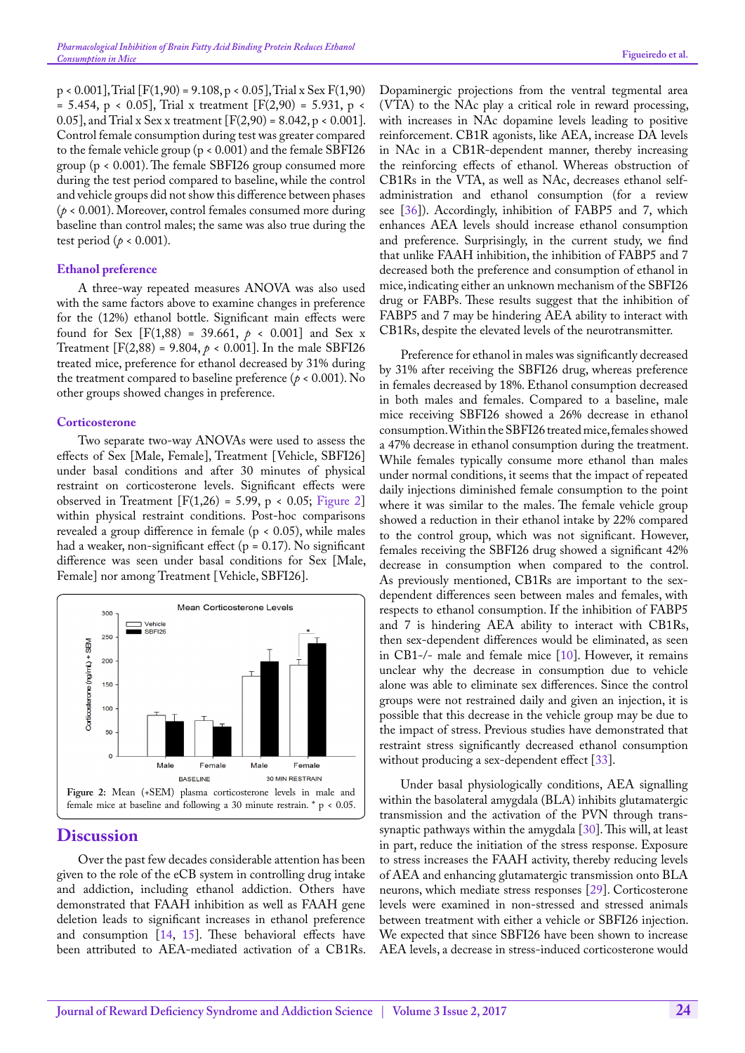$p < 0.001$], Trial [$F(1,90) = 9.108$, $p < 0.05$], Trial x Sex $F(1,90) = 5.454$, $p < 0.05$], Trial x treatment [$F(2,90) = 5.931$, $p < 0.05$], and Trial x Sex x treatment [$F(2,90) = 8.042$, $p < 0.001$]. Control female consumption during test was greater compared to the female vehicle group ($p < 0.001$) and the female SBFI26 group ($p < 0.001$). The female SBFI26 group consumed more during the test period compared to baseline, while the control and vehicle groups did not show this difference between phases ($p < 0.001$). Moreover, control females consumed more during baseline than control males; the same was also true during the test period ($p < 0.001$).

### Ethanol preference

A three-way repeated measures ANOVA was also used with the same factors above to examine changes in preference for the (12%) ethanol bottle. Significant main effects were found for Sex [$F(1,88) = 39.661$, $p < 0.001$] and Sex x Treatment [$F(2,88) = 9.804$, $p < 0.001$]. In the male SBFI26 treated mice, preference for ethanol decreased by 31% during the treatment compared to baseline preference ($p < 0.001$). No other groups showed changes in preference.

### Corticosterone

Two separate two-way ANOVAs were used to assess the effects of Sex [Male, Female], Treatment [Vehicle, SBFI26] under basal conditions and after 30 minutes of physical restraint on corticosterone levels. Significant effects were observed in Treatment [$F(1,26) = 5.99$, $p < 0.05$; Figure 2] within physical restraint conditions. Post-hoc comparisons revealed a group difference in female ($p < 0.05$), while males had a weaker, non-significant effect ($p = 0.17$). No significant difference was seen under basal conditions for Sex [Male, Female] nor among Treatment [Vehicle, SBFI26].

**Figure 2:** Mean (+SEM) plasma corticosterone levels in male and female mice at baseline and following a 30 minute restrain. * $p < 0.05$.

## Discussion

Over the past few decades considerable attention has been given to the role of the eCB system in controlling drug intake and addiction, including ethanol addiction. Others have demonstrated that FAAH inhibition as well as FAAH gene deletion leads to significant increases in ethanol preference and consumption [14, 15]. These behavioral effects have been attributed to AEA-mediated activation of a CB1Rs. Dopaminergic projections from the ventral tegmental area (VTA) to the NAc play a critical role in reward processing, with increases in NAc dopamine levels leading to positive reinforcement. CB1R agonists, like AEA, increase DA levels in NAc in a CB1R-dependent manner, thereby increasing the reinforcing effects of ethanol. Whereas obstruction of CB1Rs in the VTA, as well as NAc, decreases ethanol self-administration and ethanol consumption (for a review see [36]). Accordingly, inhibition of FABP5 and 7, which enhances AEA levels should increase ethanol consumption and preference. Surprisingly, in the current study, we find that unlike FAAH inhibition, the inhibition of FABP5 and 7 decreased both the preference and consumption of ethanol in mice, indicating either an unknown mechanism of the SBFI26 drug or FABPs. These results suggest that the inhibition of FABP5 and 7 may be hindering AEA ability to interact with CB1Rs, despite the elevated levels of the neurotransmitter.

Preference for ethanol in males was significantly decreased by 31% after receiving the SBFI26 drug, whereas preference in females decreased by 18%. Ethanol consumption decreased in both males and females. Compared to a baseline, male mice receiving SBFI26 showed a 26% decrease in ethanol consumption. Within the SBFI26 treated mice, females showed a 47% decrease in ethanol consumption during the treatment. While females typically consume more ethanol than males under normal conditions, it seems that the impact of repeated daily injections diminished female consumption to the point where it was similar to the males. The female vehicle group showed a reduction in their ethanol intake by 22% compared to the control group, which was not significant. However, females receiving the SBFI26 drug showed a significant 42% decrease in consumption when compared to the control. As previously mentioned, CB1Rs are important to the sex-dependent differences seen between males and females, with respects to ethanol consumption. If the inhibition of FABP5 and 7 is hindering AEA ability to interact with CB1Rs, then sex-dependent differences would be eliminated, as seen in CB1-/- male and female mice [10]. However, it remains unclear why the decrease in consumption due to vehicle alone was able to eliminate sex differences. Since the control groups were not restrained daily and given an injection, it is possible that this decrease in the vehicle group may be due to the impact of stress. Previous studies have demonstrated that restraint stress significantly decreased ethanol consumption without producing a sex-dependent effect [33].

Under basal physiologically conditions, AEA signalling within the basolateral amygdala (BLA) inhibits glutamatergic transmission and the activation of the PVN through trans-synaptic pathways within the amygdala [30]. This will, at least in part, reduce the initiation of the stress response. Exposure to stress increases the FAAH activity, thereby reducing levels of AEA and enhancing glutamatergic transmission onto BLA neurons, which mediate stress responses [29]. Corticosterone levels were examined in non-stressed and stressed animals between treatment with either a vehicle or SBFI26 injection. We expected that since SBFI26 have been shown to increase AEA levels, a decrease in stress-induced corticosterone would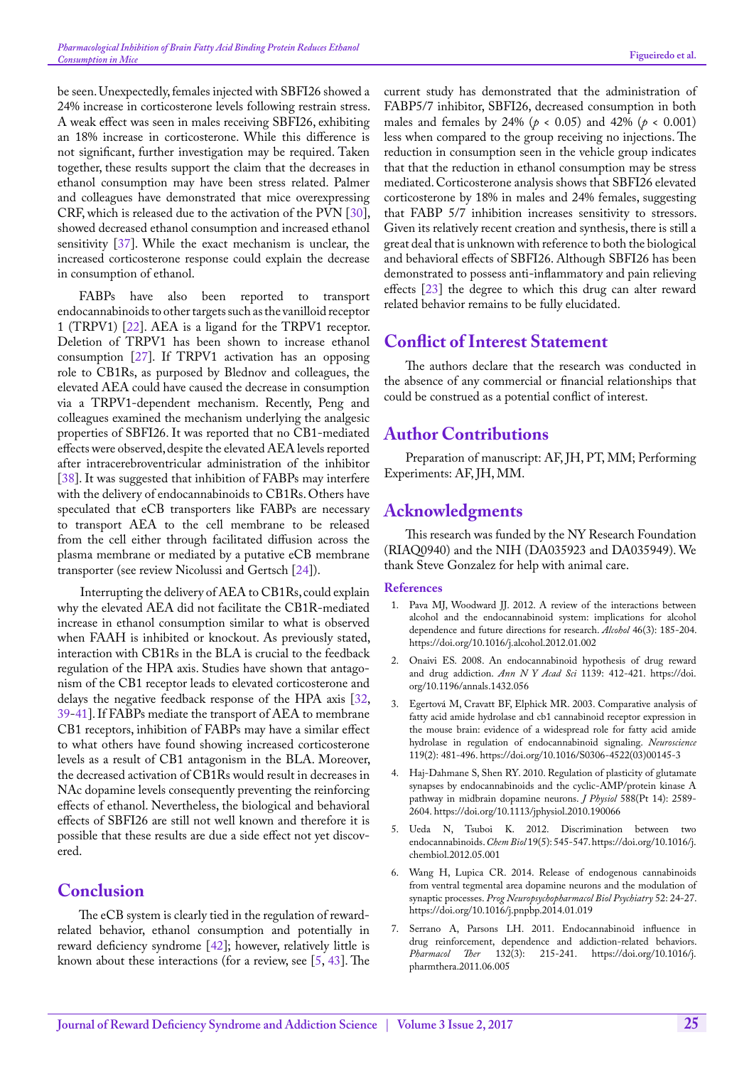be seen. Unexpectedly, females injected with SBFI26 showed a 24% increase in corticosterone levels following restrain stress. A weak effect was seen in males receiving SBFI26, exhibiting an 18% increase in corticosterone. While this difference is not significant, further investigation may be required. Taken together, these results support the claim that the decreases in ethanol consumption may have been stress related. Palmer and colleagues have demonstrated that mice overexpressing CRF, which is released due to the activation of the PVN [30], showed decreased ethanol consumption and increased ethanol sensitivity [37]. While the exact mechanism is unclear, the increased corticosterone response could explain the decrease in consumption of ethanol.

FABPs have also been reported to transport endocannabinoids to other targets such as the vanilloid receptor 1 (TRPV1) [22]. AEA is a ligand for the TRPV1 receptor. Deletion of TRPV1 has been shown to increase ethanol consumption [27]. If TRPV1 activation has an opposing role to CB1Rs, as purposed by Blednov and colleagues, the elevated AEA could have caused the decrease in consumption via a TRPV1-dependent mechanism. Recently, Peng and colleagues examined the mechanism underlying the analgesic properties of SBFI26. It was reported that no CB1-mediated effects were observed, despite the elevated AEA levels reported after intracerebroventricular administration of the inhibitor [38]. It was suggested that inhibition of FABPs may interfere with the delivery of endocannabinoids to CB1Rs. Others have speculated that eCB transporters like FABPs are necessary to transport AEA to the cell membrane to be released from the cell either through facilitated diffusion across the plasma membrane or mediated by a putative eCB membrane transporter (see review Nicolussi and Gertsch [24]).

Interrupting the delivery of AEA to CB1Rs, could explain why the elevated AEA did not facilitate the CB1R-mediated increase in ethanol consumption similar to what is observed when FAAH is inhibited or knockout. As previously stated, interaction with CB1Rs in the BLA is crucial to the feedback regulation of the HPA axis. Studies have shown that antagonism of the CB1 receptor leads to elevated corticosterone and delays the negative feedback response of the HPA axis [32, 39-41]. If FABPs mediate the transport of AEA to membrane CB1 receptors, inhibition of FABPs may have a similar effect to what others have found showing increased corticosterone levels as a result of CB1 antagonism in the BLA. Moreover, the decreased activation of CB1Rs would result in decreases in NAc dopamine levels consequently preventing the reinforcing effects of ethanol. Nevertheless, the biological and behavioral effects of SBFI26 are still not well known and therefore it is possible that these results are due a side effect not yet discovered.

## Conclusion

The eCB system is clearly tied in the regulation of reward-related behavior, ethanol consumption and potentially in reward deficiency syndrome [42]; however, relatively little is known about these interactions (for a review, see [5, 43]. The current study has demonstrated that the administration of FABP5/7 inhibitor, SBFI26, decreased consumption in both males and females by 24% ($p < 0.05$) and 42% ($p < 0.001$) less when compared to the group receiving no injections. The reduction in consumption seen in the vehicle group indicates that that the reduction in ethanol consumption may be stress mediated. Corticosterone analysis shows that SBFI26 elevated corticosterone by 18% in males and 24% females, suggesting that FABP 5/7 inhibition increases sensitivity to stressors. Given its relatively recent creation and synthesis, there is still a great deal that is unknown with reference to both the biological and behavioral effects of SBFI26. Although SBFI26 has been demonstrated to possess anti-inflammatory and pain relieving effects [23] the degree to which this drug can alter reward related behavior remains to be fully elucidated.

## Conflict of Interest Statement

The authors declare that the research was conducted in the absence of any commercial or financial relationships that could be construed as a potential conflict of interest.

## Author Contributions

Preparation of manuscript: AF, JH, PT, MM; Performing Experiments: AF, JH, MM.

## Acknowledgments

This research was funded by the NY Research Foundation (RIAQ0940) and the NIH (DA035923 and DA035949). We thank Steve Gonzalez for help with animal care.

### References

1. Pava MJ, Woodward JJ. 2012. A review of the interactions between alcohol and the endocannabinoid system: implications for alcohol dependence and future directions for research. *Alcohol* 46(3): 185-204. https://doi.org/10.1016/j.alcohol.2012.01.002
2. Onaivi ES. 2008. An endocannabinoid hypothesis of drug reward and drug addiction. *Ann N Y Acad Sci* 1139: 412-421. https://doi.org/10.1196/annals.1432.056
3. Egertová M, Cravatt BF, Elphick MR. 2003. Comparative analysis of fatty acid amide hydrolase and cb1 cannabinoid receptor expression in the mouse brain: evidence of a widespread role for fatty acid amide hydrolase in regulation of endocannabinoid signaling. *Neuroscience* 119(2): 481-496. https://doi.org/10.1016/S0306-4522(03)00145-3
4. Haj-Dahmane S, Shen RY. 2010. Regulation of plasticity of glutamate synapses by endocannabinoids and the cyclic-AMP/protein kinase A pathway in midbrain dopamine neurons. *J Physiol* 588(Pt 14): 2589-2604. https://doi.org/10.1113/jphysiol.2010.190066
5. Ueda N, Tsuboi K. 2012. Discrimination between two endocannabinoids. *Chem Biol* 19(5): 545-547. https://doi.org/10.1016/j.chembiol.2012.05.001
6. Wang H, Lupica CR. 2014. Release of endogenous cannabinoids from ventral tegmental area dopamine neurons and the modulation of synaptic processes. *Prog Neuropsychopharmacol Biol Psychiatry* 52: 24-27. https://doi.org/10.1016/j.pnpbp.2014.01.019
7. Serrano A, Parsons LH. 2011. Endocannabinoid influence in drug reinforcement, dependence and addiction-related behaviors. *Pharmacol Ther* 132(3): 215-241. https://doi.org/10.1016/j.pharmthera.2011.06.005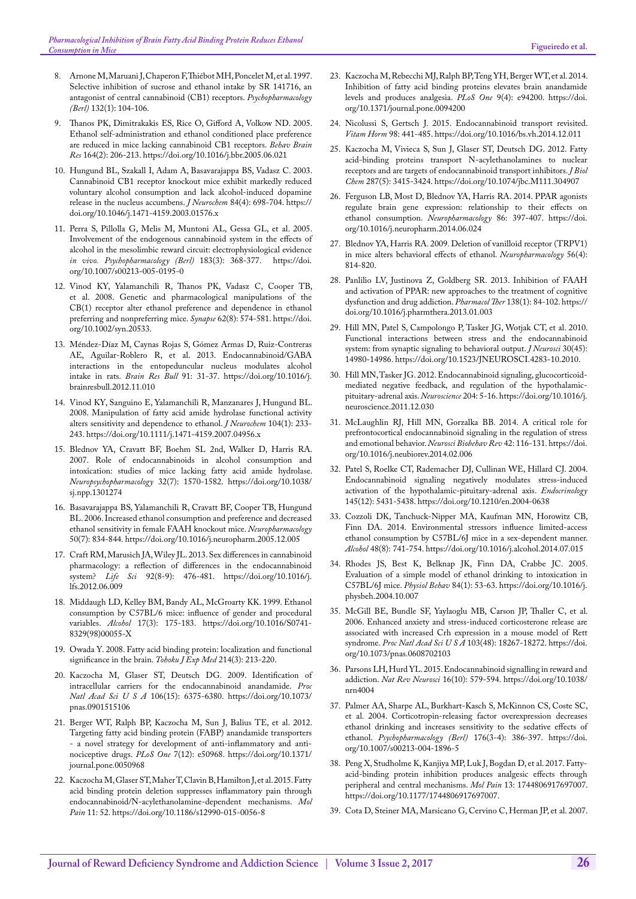8. Arnone M, Maruani J, Chaperon F, Thiébot MH, Poncelet M, et al. 1997. Selective inhibition of sucrose and ethanol intake by SR 141716, an antagonist of central cannabinoid (CB1) receptors. *Psychopharmacology (Berl)* 132(1): 104-106.

9. Thanos PK, Dimitrakakis ES, Rice O, Gifford A, Volkow ND. 2005. Ethanol self-administration and ethanol conditioned place preference are reduced in mice lacking cannabinoid CB1 receptors. *Behav Brain Res* 164(2): 206-213. https://doi.org/10.1016/j.bbr.2005.06.021

10. Hungund BL, Szakall I, Adam A, Basavarajappa BS, Vadasz C. 2003. Cannabinoid CB1 receptor knockout mice exhibit markedly reduced voluntary alcohol consumption and lack alcohol-induced dopamine release in the nucleus accumbens. *J Neurochem* 84(4): 698-704. https://doi.org/10.1046/j.1471-4159.2003.01576.x

11. Perra S, Pillolla G, Melis M, Muntoni AL, Gessa GL, et al. 2005. Involvement of the endogenous cannabinoid system in the effects of alcohol in the mesolimbic reward circuit: electrophysiological evidence *in vivo*. *Psychopharmacology (Berl)* 183(3): 368-377. https://doi.org/10.1007/s00213-005-0195-0

12. Vinod KY, Yalamanchili R, Thanos PK, Vadasz C, Cooper TB, et al. 2008. Genetic and pharmacological manipulations of the CB(1) receptor alter ethanol preference and dependence in ethanol preferring and nonpreferring mice. *Synapse* 62(8): 574-581. https://doi.org/10.1002/syn.20533.

13. Méndez-Díaz M, Caynas Rojas S, Gómez Armas D, Ruiz-Contreras AE, Aguilar-Roblero R, et al. 2013. Endocannabinoid/GABA interactions in the entopeduncular nucleus modulates alcohol intake in rats. *Brain Res Bull* 91: 31-37. https://doi.org/10.1016/j.brainresbull.2012.11.010

14. Vinod KY, Sanguino E, Yalamanchili R, Manzanares J, Hungund BL. 2008. Manipulation of fatty acid amide hydrolase functional activity alters sensitivity and dependence to ethanol. *J Neurochem* 104(1): 233-243. https://doi.org/10.1111/j.1471-4159.2007.04956.x

15. Blednov YA, Cravatt BF, Boehm SL 2nd, Walker D, Harris RA. 2007. Role of endocannabinoids in alcohol consumption and intoxication: studies of mice lacking fatty acid amide hydrolase. *Neuropsychopharmacology* 32(7): 1570-1582. https://doi.org/10.1038/sj.npp.1301274

16. Basavarajappa BS, Yalamanchili R, Cravatt BF, Cooper TB, Hungund BL. 2006. Increased ethanol consumption and preference and decreased ethanol sensitivity in female FAAH knockout mice. *Neuropharmacology* 50(7): 834-844. https://doi.org/10.1016/j.neuropharm.2005.12.005

17. Craft RM, Marusich JA, Wiley JL. 2013. Sex differences in cannabinoid pharmacology: a reflection of differences in the endocannabinoid system? *Life Sci* 92(8-9): 476-481. https://doi.org/10.1016/j.lfs.2012.06.009

18. Middaugh LD, Kelley BM, Bandy AL, McGroarty KK. 1999. Ethanol consumption by C57BL/6 mice: influence of gender and procedural variables. *Alcohol* 17(3): 175-183. https://doi.org/10.1016/S0741-8329(98)00055-X

19. Owada Y. 2008. Fatty acid binding protein: localization and functional significance in the brain. *Tohoku J Exp Med* 214(3): 213-220.

20. Kaczocha M, Glaser ST, Deutsch DG. 2009. Identification of intracellular carriers for the endocannabinoid anandamide. *Proc Natl Acad Sci U S A* 106(15): 6375-6380. https://doi.org/10.1073/pnas.0901515106

21. Berger WT, Ralph BP, Kaczocha M, Sun J, Balius TE, et al. 2012. Targeting fatty acid binding protein (FABP) anandamide transporters - a novel strategy for development of anti-inflammatory and anti-nociceptive drugs. *PLoS One* 7(12): e50968. https://doi.org/10.1371/journal.pone.0050968

22. Kaczocha M, Glaser ST, Maher T, Clavin B, Hamilton J, et al. 2015. Fatty acid binding protein deletion suppresses inflammatory pain through endocannabinoid/N-acylethanolamine-dependent mechanisms. *Mol Pain* 11: 52. https://doi.org/10.1186/s12990-015-0056-8

23. Kaczocha M, Rebecchi MJ, Ralph BP, Teng YH, Berger WT, et al. 2014. Inhibition of fatty acid binding proteins elevates brain anandamide levels and produces analgesia. *PLoS One* 9(4): e94200. https://doi.org/10.1371/journal.pone.0094200

24. Nicolussi S, Gertsch J. 2015. Endocannabinoid transport revisited. *Vitam Horm* 98: 441-485. https://doi.org/10.1016/bs.vh.2014.12.011

25. Kaczocha M, Vivieca S, Sun J, Glaser ST, Deutsch DG. 2012. Fatty acid-binding proteins transport N-acylethanolamines to nuclear receptors and are targets of endocannabinoid transport inhibitors. *J Biol Chem* 287(5): 3415-3424. https://doi.org/10.1074/jbc.M111.304907

26. Ferguson LB, Most D, Blednov YA, Harris RA. 2014. PPAR agonists regulate brain gene expression: relationship to their effects on ethanol consumption. *Neuropharmacology* 86: 397-407. https://doi.org/10.1016/j.neuropharm.2014.06.024

27. Blednov YA, Harris RA. 2009. Deletion of vanilloid receptor (TRPV1) in mice alters behavioral effects of ethanol. *Neuropharmacology* 56(4): 814-820.

28. Panlilio LV, Justinova Z, Goldberg SR. 2013. Inhibition of FAAH and activation of PPAR: new approaches to the treatment of cognitive dysfunction and drug addiction. *Pharmacol Ther* 138(1): 84-102. https://doi.org/10.1016/j.pharmthera.2013.01.003

29. Hill MN, Patel S, Campolongo P, Tasker JG, Wotjak CT, et al. 2010. Functional interactions between stress and the endocannabinoid system: from synaptic signaling to behavioral output. *J Neurosci* 30(45): 14980-14986. https://doi.org/10.1523/JNEUROSCI.4283-10.2010.

30. Hill MN, Tasker JG. 2012. Endocannabinoid signaling, glucocorticoid-mediated negative feedback, and regulation of the hypothalamic-pituitary-adrenal axis. *Neuroscience* 204: 5-16. https://doi.org/10.1016/j.neuroscience.2011.12.030

31. McLaughlin RJ, Hill MN, Gorzalka BB. 2014. A critical role for prefrontocortical endocannabinoid signaling in the regulation of stress and emotional behavior. *Neurosci Biobehav Rev* 42: 116-131. https://doi.org/10.1016/j.neubiorev.2014.02.006

32. Patel S, Roelke CT, Rademacher DJ, Cullinan WE, Hillard CJ. 2004. Endocannabinoid signaling negatively modulates stress-induced activation of the hypothalamic-pituitary-adrenal axis. *Endocrinology* 145(12): 5431-5438. https://doi.org/10.1210/en.2004-0638

33. Cozzoli DK, Tanchuck-Nipper MA, Kaufman MN, Horowitz CB, Finn DA. 2014. Environmental stressors influence limited-access ethanol consumption by C57BL/6J mice in a sex-dependent manner. *Alcohol* 48(8): 741-754. https://doi.org/10.1016/j.alcohol.2014.07.015

34. Rhodes JS, Best K, Belknap JK, Finn DA, Crabbe JC. 2005. Evaluation of a simple model of ethanol drinking to intoxication in C57BL/6J mice. *Physiol Behav* 84(1): 53-63. https://doi.org/10.1016/j.physbeh.2004.10.007

35. McGill BE, Bundle SF, Yaylaoglu MB, Carson JP, Thaller C, et al. 2006. Enhanced anxiety and stress-induced corticosterone release are associated with increased Crh expression in a mouse model of Rett syndrome. *Proc Natl Acad Sci U S A* 103(48): 18267-18272. https://doi.org/10.1073/pnas.0608702103

36. Parsons LH, Hurd YL. 2015. Endocannabinoid signalling in reward and addiction. *Nat Rev Neurosci* 16(10): 579-594. https://doi.org/10.1038/nrn4004

37. Palmer AA, Sharpe AL, Burkhart-Kasch S, McKinnon CS, Coste SC, et al. 2004. Corticotropin-releasing factor overexpression decreases ethanol drinking and increases sensitivity to the sedative effects of ethanol. *Psychopharmacology (Berl)* 176(3-4): 386-397. https://doi.org/10.1007/s00213-004-1896-5

38. Peng X, Studholme K, Kanjiya MP, Luk J, Bogdan D, et al. 2017. Fatty-acid-binding protein inhibition produces analgesic effects through peripheral and central mechanisms. *Mol Pain* 13: 1744806917697007. https://doi.org/10.1177/1744806917697007.

39. Cota D, Steiner MA, Marsicano G, Cervino C, Herman JP, et al. 2007.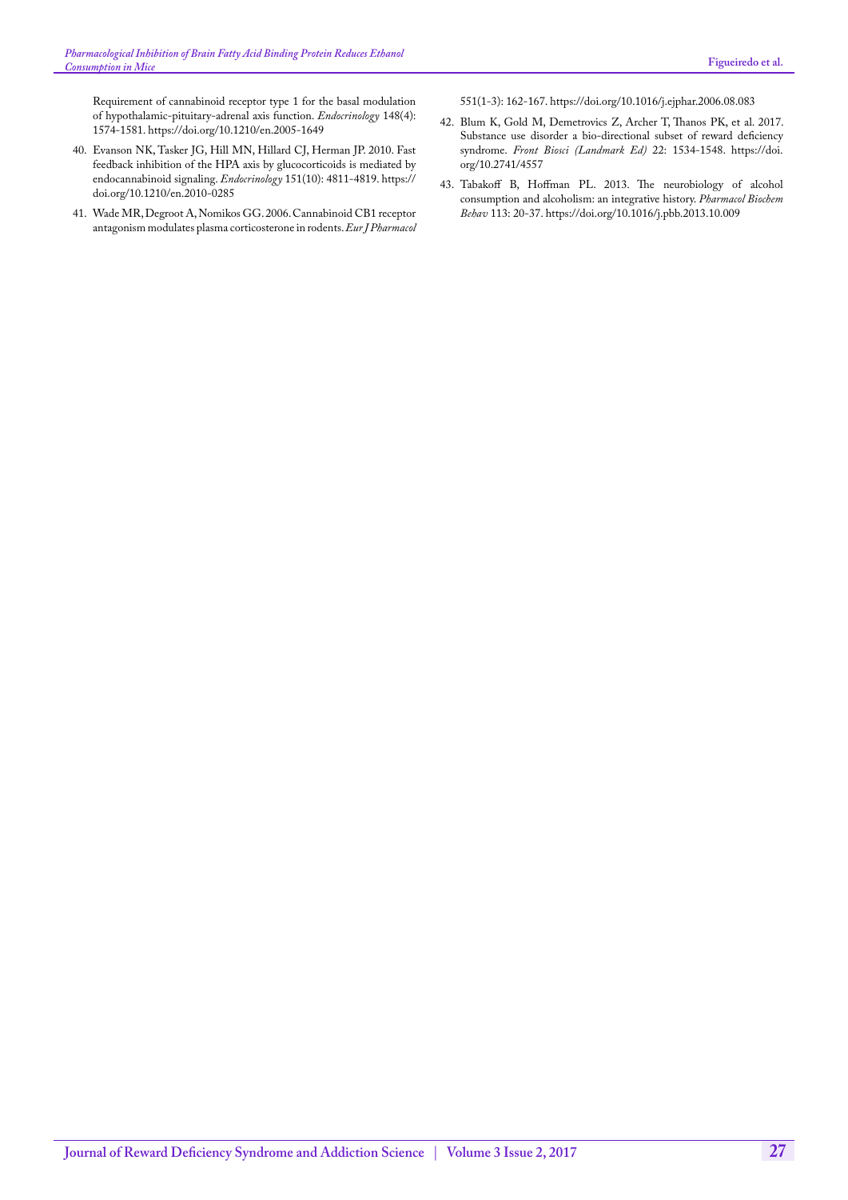Requirement of cannabinoid receptor type 1 for the basal modulation of hypothalamic-pituitary-adrenal axis function. *Endocrinology* 148(4): 1574-1581. https://doi.org/10.1210/en.2005-1649

40. Evanson NK, Tasker JG, Hill MN, Hillard CJ, Herman JP. 2010. Fast feedback inhibition of the HPA axis by glucocorticoids is mediated by endocannabinoid signaling. *Endocrinology* 151(10): 4811-4819. https://doi.org/10.1210/en.2010-0285
41. Wade MR, Degroot A, Nomikos GG. 2006. Cannabinoid CB1 receptor antagonism modulates plasma corticosterone in rodents. *Eur J Pharmacol* 551(1-3): 162-167. https://doi.org/10.1016/j.ejphar.2006.08.083
42. Blum K, Gold M, Demetrovics Z, Archer T, Thanos PK, et al. 2017. Substance use disorder a bio-directional subset of reward deficiency syndrome. *Front Biosci (Landmark Ed)* 22: 1534-1548. https://doi.org/10.2741/4557
43. Tabakoff B, Hoffman PL. 2013. The neurobiology of alcohol consumption and alcoholism: an integrative history. *Pharmacol Biochem Behav* 113: 20-37. https://doi.org/10.1016/j.pbb.2013.10.009